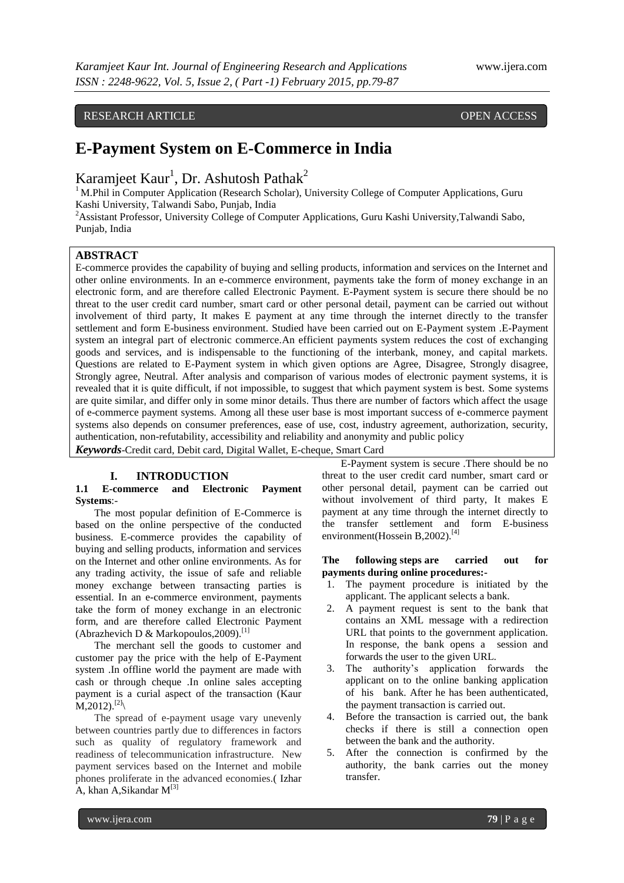RESEARCH ARTICLE OPEN ACCESS

# E-Payment System on E-Commerce in India

Karamjeet Kaur[1], Dr. Ashutosh Pathak[2]

[1] M.Phil in Computer Application (Research Scholar), University College of Computer Applications, Guru Kashi University, Talwandi Sabo, Punjab, India

[2] Assistant Professor, University College of Computer Applications, Guru Kashi University,Talwandi Sabo, Punjab, India

## ABSTRACT

E-commerce provides the capability of buying and selling products, information and services on the Internet and other online environments. In an e-commerce environment, payments take the form of money exchange in an electronic form, and are therefore called Electronic Payment. E-Payment system is secure there should be no threat to the user credit card number, smart card or other personal detail, payment can be carried out without involvement of third party, It makes E payment at any time through the internet directly to the transfer settlement and form E-business environment. Studied have been carried out on E-Payment system .E-Payment system an integral part of electronic commerce.An efficient payments system reduces the cost of exchanging goods and services, and is indispensable to the functioning of the interbank, money, and capital markets. Questions are related to E-Payment system in which given options are Agree, Disagree, Strongly disagree, Strongly agree, Neutral. After analysis and comparison of various modes of electronic payment systems, it is revealed that it is quite difficult, if not impossible, to suggest that which payment system is best. Some systems are quite similar, and differ only in some minor details. Thus there are number of factors which affect the usage of e-commerce payment systems. Among all these user base is most important success of e-commerce payment systems also depends on consumer preferences, ease of use, cost, industry agreement, authorization, security, authentication, non-refutability, accessibility and reliability and anonymity and public policy

***Keywords***-Credit card, Debit card, Digital Wallet, E-cheque, Smart Card

## I. INTRODUCTION

### 1.1 E-commerce and Electronic Payment Systems:-

The most popular definition of E-Commerce is based on the online perspective of the conducted business. E-commerce provides the capability of buying and selling products, information and services on the Internet and other online environments. As for any trading activity, the issue of safe and reliable money exchange between transacting parties is essential. In an e-commerce environment, payments take the form of money exchange in an electronic form, and are therefore called Electronic Payment (Abrazhevich D & Markopoulos,2009).[1]

The merchant sell the goods to customer and customer pay the price with the help of E-Payment system .In offline world the payment are made with cash or through cheque .In online sales accepting payment is a curial aspect of the transaction (Kaur M,2012).[2]\

The spread of e-payment usage vary unevenly between countries partly due to differences in factors such as quality of regulatory framework and readiness of telecommunication infrastructure. New payment services based on the Internet and mobile phones proliferate in the advanced economies.( Izhar A, khan A,Sikandar M[3]

E-Payment system is secure .There should be no threat to the user credit card number, smart card or other personal detail, payment can be carried out without involvement of third party, It makes E payment at any time through the internet directly to the transfer settlement and form E-business environment(Hossein B,2002).[4]

**The following steps are carried out for payments during online procedures:-**

1. The payment procedure is initiated by the applicant. The applicant selects a bank.
2. A payment request is sent to the bank that contains an XML message with a redirection URL that points to the government application. In response, the bank opens a session and forwards the user to the given URL.
3. The authority's application forwards the applicant on to the online banking application of his bank. After he has been authenticated, the payment transaction is carried out.
4. Before the transaction is carried out, the bank checks if there is still a connection open between the bank and the authority.
5. After the connection is confirmed by the authority, the bank carries out the money transfer.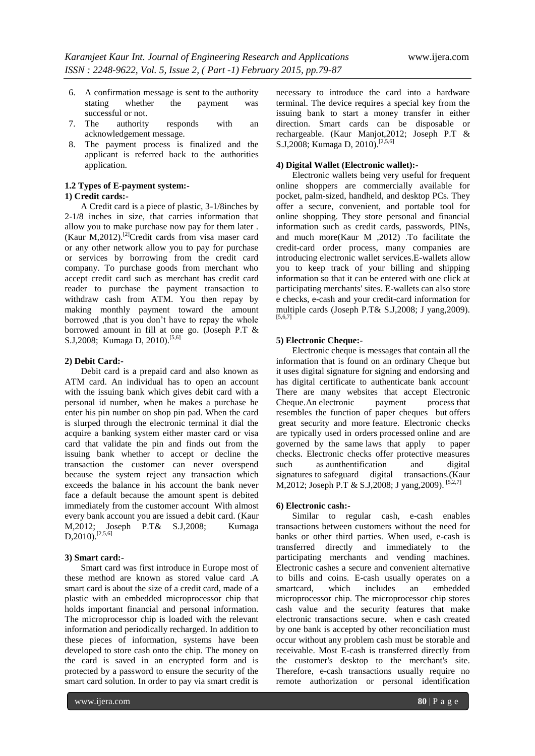6. A confirmation message is sent to the authority stating whether the payment was successful or not.
7. The authority responds with an acknowledgement message.
8. The payment process is finalized and the applicant is referred back to the authorities application.

### 1.2 Types of E-payment system:-

#### 1) Credit cards:-

A Credit card is a piece of plastic, 3-1/8inches by 2-1/8 inches in size, that carries information that allow you to make purchase now pay for them later . (Kaur M,2012).[2]Credit cards from visa maser card or any other network allow you to pay for purchase or services by borrowing from the credit card company. To purchase goods from merchant who accept credit card such as merchant has credit card reader to purchase the payment transaction to withdraw cash from ATM. You then repay by making monthly payment toward the amount borrowed ,that is you don't have to repay the whole borrowed amount in fill at one go. (Joseph P.T & S.J,2008; Kumaga D, 2010).[5,6]

#### 2) Debit Card:-

Debit card is a prepaid card and also known as ATM card. An individual has to open an account with the issuing bank which gives debit card with a personal id number, when he makes a purchase he enter his pin number on shop pin pad. When the card is slurped through the electronic terminal it dial the acquire a banking system either master card or visa card that validate the pin and finds out from the issuing bank whether to accept or decline the transaction the customer can never overspend because the system reject any transaction which exceeds the balance in his account the bank never face a default because the amount spent is debited immediately from the customer account With almost every bank account you are issued a debit card. (Kaur M,2012; Joseph P.T& S.J,2008; Kumaga D,2010).[2,5,6]

#### 3) Smart card:-

Smart card was first introduce in Europe most of these method are known as stored value card .A smart card is about the size of a credit card, made of a plastic with an embedded microprocessor chip that holds important financial and personal information. The microprocessor chip is loaded with the relevant information and periodically recharged. In addition to these pieces of information, systems have been developed to store cash onto the chip. The money on the card is saved in an encrypted form and is protected by a password to ensure the security of the smart card solution. In order to pay via smart credit is necessary to introduce the card into a hardware terminal. The device requires a special key from the issuing bank to start a money transfer in either direction. Smart cards can be disposable or rechargeable. (Kaur Manjot,2012; Joseph P.T & S.J,2008; Kumaga D, 2010).[2,5,6]

#### 4) Digital Wallet (Electronic wallet):-

Electronic wallets being very useful for frequent online shoppers are commercially available for pocket, palm-sized, handheld, and desktop PCs. They offer a secure, convenient, and portable tool for online shopping. They store personal and financial information such as credit cards, passwords, PINs, and much more(Kaur M ,2012) .To facilitate the credit-card order process, many companies are introducing electronic wallet services.E-wallets allow you to keep track of your billing and shipping information so that it can be entered with one click at participating merchants' sites. E-wallets can also store e checks, e-cash and your credit-card information for multiple cards (Joseph P.T& S.J,2008; J yang,2009). [5,6,7]

#### 5) Electronic Cheque:-

Electronic cheque is messages that contain all the information that is found on an ordinary Cheque but it uses digital signature for signing and endorsing and has digital certificate to authenticate bank account. There are many websites that accept Electronic Cheque.An electronic payment process that resembles the function of paper cheques but offers great security and more feature. Electronic checks are typically used in orders processed online and are governed by the same laws that apply to paper checks. Electronic checks offer protective measures such as aunthentification and digital signatures to safeguard digital transactions.(Kaur M,2012; Joseph P.T & S.J,2008; J yang,2009). [5,2,7]

#### 6) Electronic cash:-

Similar to regular cash, e-cash enables transactions between customers without the need for banks or other third parties. When used, e-cash is transferred directly and immediately to the participating merchants and vending machines. Electronic cashes a secure and convenient alternative to bills and coins. E-cash usually operates on a smartcard, which includes an embedded microprocessor chip. The microprocessor chip stores cash value and the security features that make electronic transactions secure. when e cash created by one bank is accepted by other reconciliation must occur without any problem cash must be storable and receivable. Most E-cash is transferred directly from the customer's desktop to the merchant's site. Therefore, e-cash transactions usually require no remote authorization or personal identification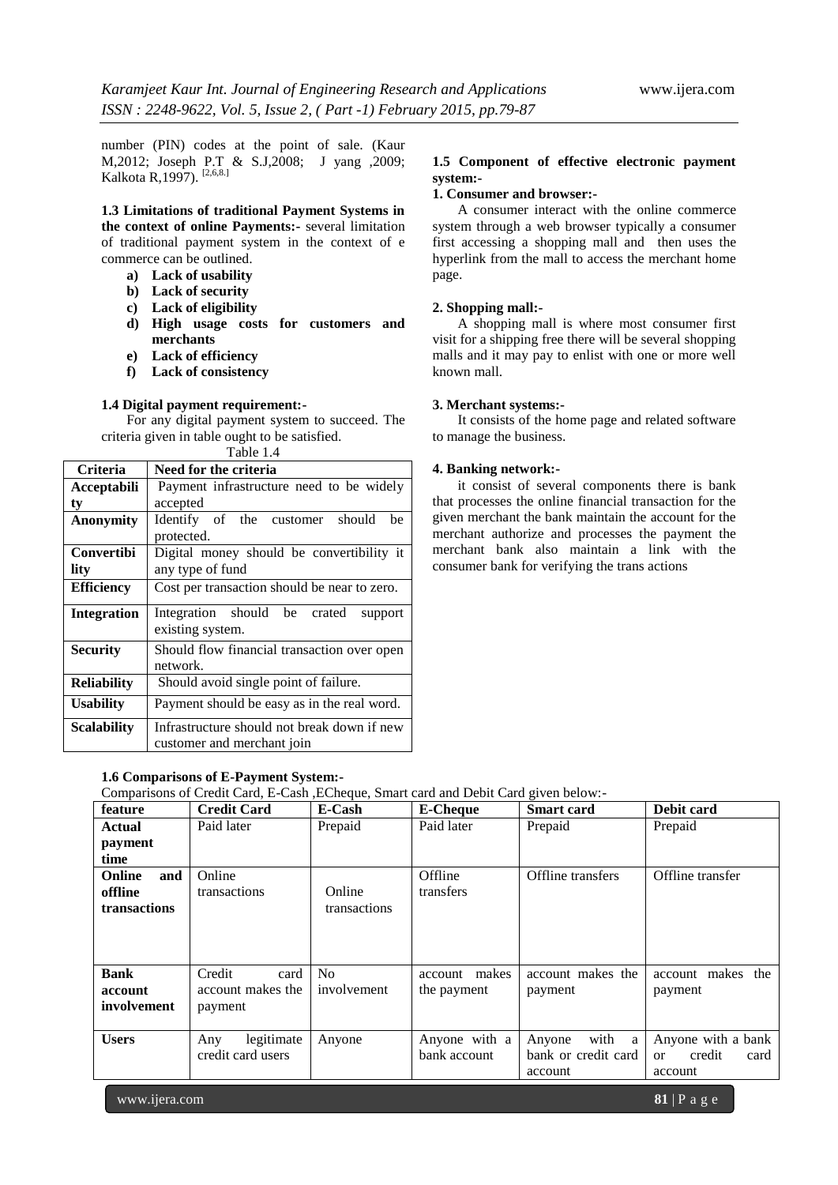number (PIN) codes at the point of sale. (Kaur M,2012; Joseph P.T & S.J,2008; J yang ,2009; Kalkota R,1997). [2,6,8.]

**1.3 Limitations of traditional Payment Systems in the context of online Payments:-** several limitation of traditional payment system in the context of e commerce can be outlined.

a) **Lack of usability**
b) **Lack of security**
c) **Lack of eligibility**
d) **High usage costs for customers and merchants**
e) **Lack of efficiency**
f) **Lack of consistency**

**1.4 Digital payment requirement:-**

For any digital payment system to succeed. The criteria given in table ought to be satisfied.

Table 1.4

| Criteria | Need for the criteria |
|---|---|
| **Acceptability** | Payment infrastructure need to be widely accepted |
| **Anonymity** | Identify of the customer should be protected. |
| **Convertibility** | Digital money should be convertibility it any type of fund |
| **Efficiency** | Cost per transaction should be near to zero. |
| **Integration** | Integration should be crated support existing system. |
| **Security** | Should flow financial transaction over open network. |
| **Reliability** | Should avoid single point of failure. |
| **Usability** | Payment should be easy as in the real word. |
| **Scalability** | Infrastructure should not break down if new customer and merchant join |

**1.5 Component of effective electronic payment system:-**

**1. Consumer and browser:-**

A consumer interact with the online commerce system through a web browser typically a consumer first accessing a shopping mall and then uses the hyperlink from the mall to access the merchant home page.

**2. Shopping mall:-**

A shopping mall is where most consumer first visit for a shipping free there will be several shopping malls and it may pay to enlist with one or more well known mall.

**3. Merchant systems:-**

It consists of the home page and related software to manage the business.

**4. Banking network:-**

it consist of several components there is bank that processes the online financial transaction for the given merchant the bank maintain the account for the merchant authorize and processes the payment the merchant bank also maintain a link with the consumer bank for verifying the trans actions

**1.6 Comparisons of E-Payment System:-**

Comparisons of Credit Card, E-Cash ,ECheque, Smart card and Debit Card given below:-

| feature | Credit Card | E-Cash | E-Cheque | Smart card | Debit card |
|---|---|---|---|---|---|
| **Actual payment time** | Paid later | Prepaid | Paid later | Prepaid | Prepaid |
| **Online and offline transactions** | Online transactions | Online transactions | Offline transfers | Offline transfers | Offline transfer |
| **Bank account involvement** | Credit card account makes the payment | No involvement | account makes the payment | account makes the payment | account makes the payment |
| **Users** | Any legitimate credit card users | Anyone | Anyone with a bank account | Anyone with a bank or credit card account | Anyone with a bank or credit card account |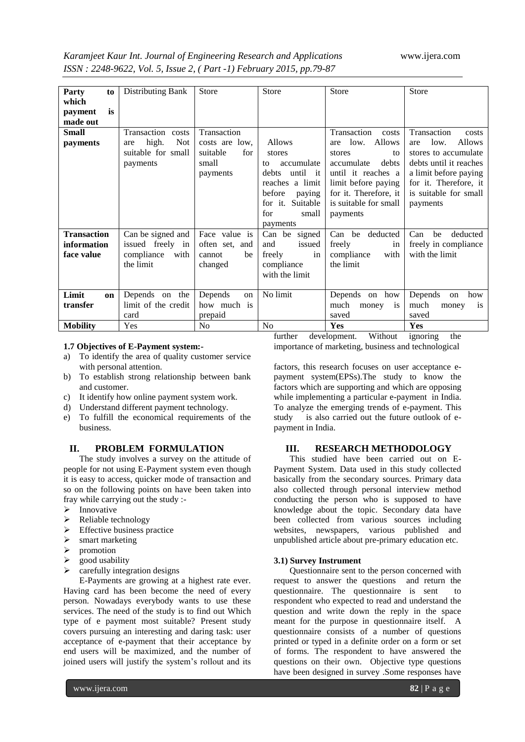| Party to which payment is made out | Distributing Bank | Store | Store | Store | Store |
|---|---|---|---|---|---|
| **Small payments** | Transaction costs are high. Not suitable for small payments | Transaction costs are low, suitable for small payments | Allows stores to accumulate debts until it reaches a limit before paying for it. Suitable for small payments | Transaction costs are low. Allows stores to accumulate debts until it reaches a limit before paying for it. Therefore, it is suitable for small payments | Transaction costs are low. Allows stores to accumulate debts until it reaches a limit before paying for it. Therefore, it is suitable for small payments |
| **Transaction information face value** | Can be signed and issued freely in compliance with the limit | Face value is often set, and cannot be changed | Can be signed and issued freely in compliance with the limit | Can be deducted freely in compliance with the limit | Can be deducted freely in compliance with the limit |
| **Limit on transfer** | Depends on the limit of the credit card | Depends on how much is prepaid | No limit | Depends on how much money is saved | Depends on how much money is saved |
| **Mobility** | Yes | No | No | **Yes** | **Yes** |

**1.7 Objectives of E-Payment system:-**

a) To identify the area of quality customer service with personal attention.
b) To establish strong relationship between bank and customer.
c) It identify how online payment system work.
d) Understand different payment technology.
e) To fulfill the economical requirements of the business.

## II. PROBLEM FORMULATION

The study involves a survey on the attitude of people for not using E-Payment system even though it is easy to access, quicker mode of transaction and so on the following points on have been taken into fray while carrying out the study :-

- Innovative
- Reliable technology
- Effective business practice
- smart marketing
- promotion
- good usability
- carefully integration designs

E-Payments are growing at a highest rate ever. Having card has been become the need of every person. Nowadays everybody wants to use these services. The need of the study is to find out Which type of e payment most suitable? Present study covers pursuing an interesting and daring task: user acceptance of e-payment that their acceptance by end users will be maximized, and the number of joined users will justify the system's rollout and its further development. Without ignoring the importance of marketing, business and technological factors, this research focuses on user acceptance e-payment system(EPSs).The study to know the factors which are supporting and which are opposing while implementing a particular e-payment in India. To analyze the emerging trends of e-payment. This study is also carried out the future outlook of e-payment in India.

## III. RESEARCH METHODOLOGY

This studied have been carried out on E-Payment System. Data used in this study collected basically from the secondary sources. Primary data also collected through personal interview method conducting the person who is supposed to have knowledge about the topic. Secondary data have been collected from various sources including websites, newspapers, various published and unpublished article about pre-primary education etc.

**3.1) Survey Instrument**

Questionnaire sent to the person concerned with request to answer the questions and return the questionnaire. The questionnaire is sent to respondent who expected to read and understand the question and write down the reply in the space meant for the purpose in questionnaire itself. A questionnaire consists of a number of questions printed or typed in a definite order on a form or set of forms. The respondent to have answered the questions on their own. Objective type questions have been designed in survey .Some responses have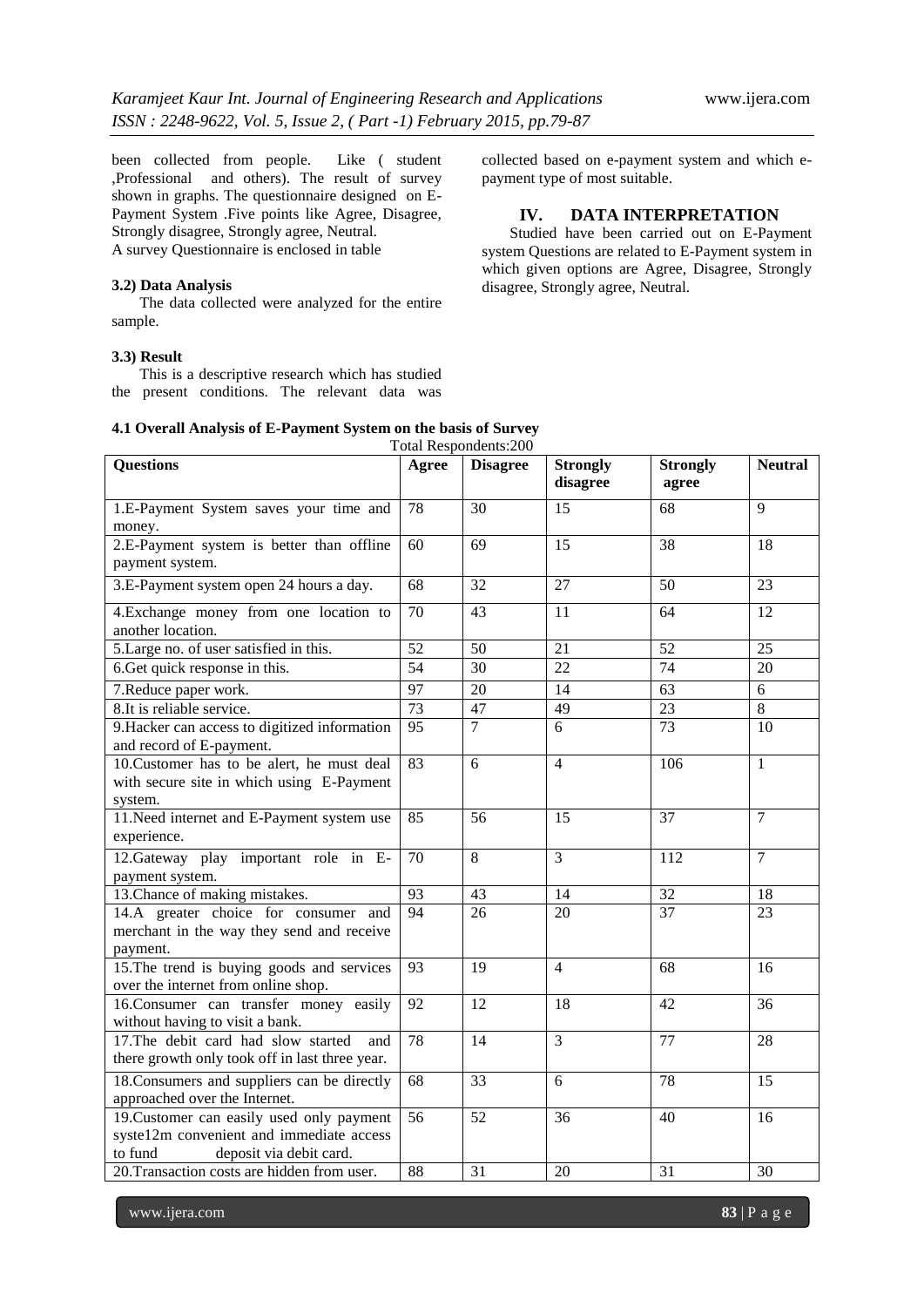been collected from people. Like ( student ,Professional and others). The result of survey shown in graphs. The questionnaire designed on E-Payment System .Five points like Agree, Disagree, Strongly disagree, Strongly agree, Neutral.
A survey Questionnaire is enclosed in table

**3.2) Data Analysis**

The data collected were analyzed for the entire sample.

**3.3) Result**

This is a descriptive research which has studied the present conditions. The relevant data was collected based on e-payment system and which e-payment type of most suitable.

## IV. DATA INTERPRETATION

Studied have been carried out on E-Payment system Questions are related to E-Payment system in which given options are Agree, Disagree, Strongly disagree, Strongly agree, Neutral.

**4.1 Overall Analysis of E-Payment System on the basis of Survey**

Total Respondents:200

| Questions | Agree | Disagree | Strongly disagree | Strongly agree | Neutral |
|---|---|---|---|---|---|
| 1.E-Payment System saves your time and money. | 78 | 30 | 15 | 68 | 9 |
| 2.E-Payment system is better than offline payment system. | 60 | 69 | 15 | 38 | 18 |
| 3.E-Payment system open 24 hours a day. | 68 | 32 | 27 | 50 | 23 |
| 4.Exchange money from one location to another location. | 70 | 43 | 11 | 64 | 12 |
| 5.Large no. of user satisfied in this. | 52 | 50 | 21 | 52 | 25 |
| 6.Get quick response in this. | 54 | 30 | 22 | 74 | 20 |
| 7.Reduce paper work. | 97 | 20 | 14 | 63 | 6 |
| 8.It is reliable service. | 73 | 47 | 49 | 23 | 8 |
| 9.Hacker can access to digitized information and record of E-payment. | 95 | 7 | 6 | 73 | 10 |
| 10.Customer has to be alert, he must deal with secure site in which using E-Payment system. | 83 | 6 | 4 | 106 | 1 |
| 11.Need internet and E-Payment system use experience. | 85 | 56 | 15 | 37 | 7 |
| 12.Gateway play important role in E-payment system. | 70 | 8 | 3 | 112 | 7 |
| 13.Chance of making mistakes. | 93 | 43 | 14 | 32 | 18 |
| 14.A greater choice for consumer and merchant in the way they send and receive payment. | 94 | 26 | 20 | 37 | 23 |
| 15.The trend is buying goods and services over the internet from online shop. | 93 | 19 | 4 | 68 | 16 |
| 16.Consumer can transfer money easily without having to visit a bank. | 92 | 12 | 18 | 42 | 36 |
| 17.The debit card had slow started and there growth only took off in last three year. | 78 | 14 | 3 | 77 | 28 |
| 18.Consumers and suppliers can be directly approached over the Internet. | 68 | 33 | 6 | 78 | 15 |
| 19.Customer can easily used only payment syste12m convenient and immediate access to fund deposit via debit card. | 56 | 52 | 36 | 40 | 16 |
| 20.Transaction costs are hidden from user. | 88 | 31 | 20 | 31 | 30 |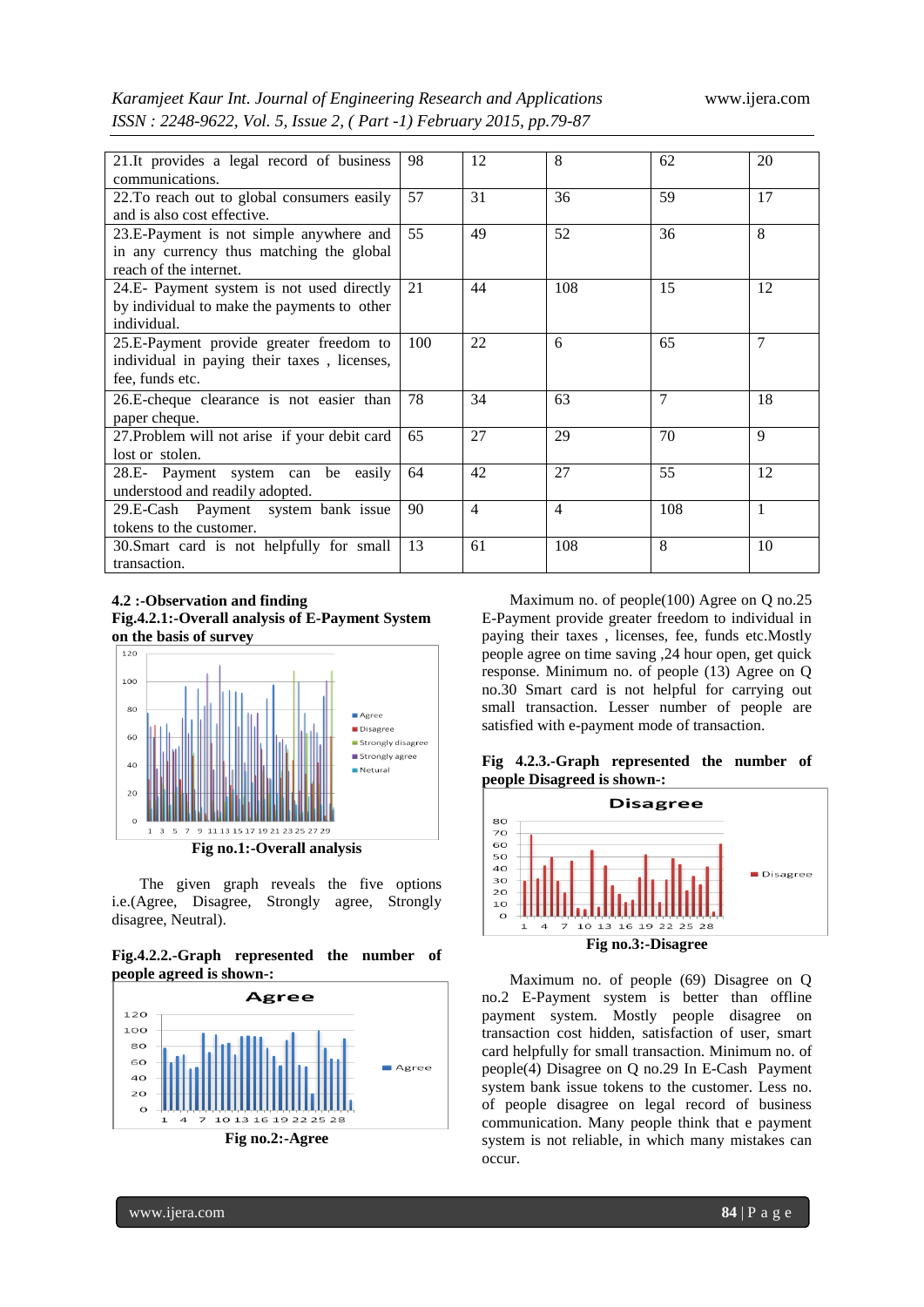| | | | | | |
|---|---|---|---|---|---|
| 21.It provides a legal record of business communications. | 98 | 12 | 8 | 62 | 20 |
| 22.To reach out to global consumers easily and is also cost effective. | 57 | 31 | 36 | 59 | 17 |
| 23.E-Payment is not simple anywhere and in any currency thus matching the global reach of the internet. | 55 | 49 | 52 | 36 | 8 |
| 24.E- Payment system is not used directly by individual to make the payments to other individual. | 21 | 44 | 108 | 15 | 12 |
| 25.E-Payment provide greater freedom to individual in paying their taxes , licenses, fee, funds etc. | 100 | 22 | 6 | 65 | 7 |
| 26.E-cheque clearance is not easier than paper cheque. | 78 | 34 | 63 | 7 | 18 |
| 27.Problem will not arise if your debit card lost or stolen. | 65 | 27 | 29 | 70 | 9 |
| 28.E- Payment system can be easily understood and readily adopted. | 64 | 42 | 27 | 55 | 12 |
| 29.E-Cash Payment system bank issue tokens to the customer. | 90 | 4 | 4 | 108 | 1 |
| 30.Smart card is not helpfully for small transaction. | 13 | 61 | 108 | 8 | 10 |

**4.2 :-Observation and finding**

**Fig.4.2.1:-Overall analysis of E-Payment System on the basis of survey**

120
100
80
60
40
20
0
1 3 5 7 9 11 13 15 17 19 21 23 25 27 29
Agree
Disagree
Strongly disagree
Strongly agree
Netural

**Fig no.1:-Overall analysis**

The given graph reveals the five options i.e.(Agree, Disagree, Strongly agree, Strongly disagree, Neutral).

**Fig.4.2.2.-Graph represented the number of people agreed is shown-:**

Agree
120
100
80
60
40
20
0
1 4 7 10 13 16 19 22 25 28
Agree

**Fig no.2:-Agree**

Maximum no. of people(100) Agree on Q no.25 E-Payment provide greater freedom to individual in paying their taxes , licenses, fee, funds etc.Mostly people agree on time saving ,24 hour open, get quick response. Minimum no. of people (13) Agree on Q no.30 Smart card is not helpful for carrying out small transaction. Lesser number of people are satisfied with e-payment mode of transaction.

**Fig 4.2.3.-Graph represented the number of people Disagreed is shown-:**

Disagree
80
70
60
50
40
30
20
10
0
1 4 7 10 13 16 19 22 25 28
Disagree

**Fig no.3:-Disagree**

Maximum no. of people (69) Disagree on Q no.2 E-Payment system is better than offline payment system. Mostly people disagree on transaction cost hidden, satisfaction of user, smart card helpfully for small transaction. Minimum no. of people(4) Disagree on Q no.29 In E-Cash Payment system bank issue tokens to the customer. Less no. of people disagree on legal record of business communication. Many people think that e payment system is not reliable, in which many mistakes can occur.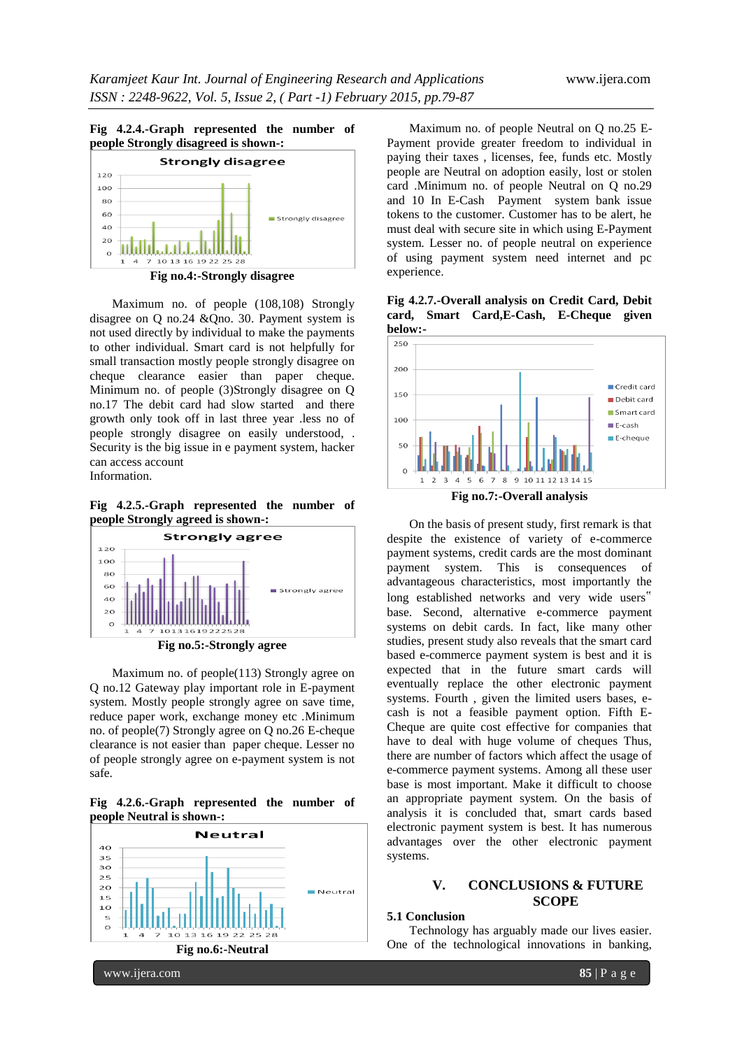**Fig 4.2.4.-Graph represented the number of people Strongly disagreed is shown-:**

Strongly disagree

120
100
80
60
40
20
0

1 4 7 10 13 16 19 22 25 28

Strongly disagree

Fig no.4:-Strongly disagree

Maximum no. of people (108,108) Strongly disagree on Q no.24 &Qno. 30. Payment system is not used directly by individual to make the payments to other individual. Smart card is not helpfully for small transaction mostly people strongly disagree on cheque clearance easier than paper cheque. Minimum no. of people (3)Strongly disagree on Q no.17 The debit card had slow started and there growth only took off in last three year .less no of people strongly disagree on easily understood, . Security is the big issue in e payment system, hacker can access account Information.

**Fig 4.2.5.-Graph represented the number of people Strongly agreed is shown-:**

Strongly agree

120
100
80
60
40
20
0

1 4 7 10 13 16 19 22 25 28

Strongly agree

Fig no.5:-Strongly agree

Maximum no. of people(113) Strongly agree on Q no.12 Gateway play important role in E-payment system. Mostly people strongly agree on save time, reduce paper work, exchange money etc .Minimum no. of people(7) Strongly agree on Q no.26 E-cheque clearance is not easier than paper cheque. Lesser no of people strongly agree on e-payment system is not safe.

**Fig 4.2.6.-Graph represented the number of people Neutral is shown-:**

Neutral

40
35
30
25
20
15
10
5
0

1 4 7 10 13 16 19 22 25 28

Neutral

Fig no.6:-Neutral

Maximum no. of people Neutral on Q no.25 E-Payment provide greater freedom to individual in paying their taxes , licenses, fee, funds etc. Mostly people are Neutral on adoption easily, lost or stolen card .Minimum no. of people Neutral on Q no.29 and 10 In E-Cash Payment system bank issue tokens to the customer. Customer has to be alert, he must deal with secure site in which using E-Payment system. Lesser no. of people neutral on experience of using payment system need internet and pc experience.

**Fig 4.2.7.-Overall analysis on Credit Card, Debit card, Smart Card,E-Cash, E-Cheque given below:-**

250
200
150
100
50
0

1 2 3 4 5 6 7 8 9 10 11 12 13 14 15

Credit card
Debit card
Smart card
E-cash
E-cheque

Fig no.7:-Overall analysis

On the basis of present study, first remark is that despite the existence of variety of e-commerce payment systems, credit cards are the most dominant payment system. This is consequences of advantageous characteristics, most importantly the long established networks and very wide users" base. Second, alternative e-commerce payment systems on debit cards. In fact, like many other studies, present study also reveals that the smart card based e-commerce payment system is best and it is expected that in the future smart cards will eventually replace the other electronic payment systems. Fourth , given the limited users bases, e-cash is not a feasible payment option. Fifth E-Cheque are quite cost effective for companies that have to deal with huge volume of cheques Thus, there are number of factors which affect the usage of e-commerce payment systems. Among all these user base is most important. Make it difficult to choose an appropriate payment system. On the basis of analysis it is concluded that, smart cards based electronic payment system is best. It has numerous advantages over the other electronic payment systems.

# V. CONCLUSIONS & FUTURE SCOPE

## 5.1 Conclusion

Technology has arguably made our lives easier. One of the technological innovations in banking,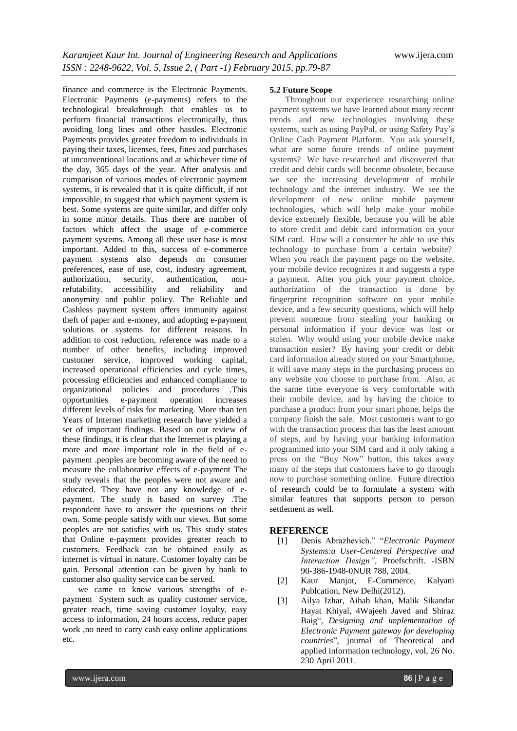finance and commerce is the Electronic Payments. Electronic Payments (e-payments) refers to the technological breakthrough that enables us to perform financial transactions electronically, thus avoiding long lines and other hassles. Electronic Payments provides greater freedom to individuals in paying their taxes, licenses, fees, fines and purchases at unconventional locations and at whichever time of the day, 365 days of the year. After analysis and comparison of various modes of electronic payment systems, it is revealed that it is quite difficult, if not impossible, to suggest that which payment system is best. Some systems are quite similar, and differ only in some minor details. Thus there are number of factors which affect the usage of e-commerce payment systems. Among all these user base is most important. Added to this, success of e-commerce payment systems also depends on consumer preferences, ease of use, cost, industry agreement, authorization, security, authentication, non-refutability, accessibility and reliability and anonymity and public policy. The Reliable and Cashless payment system offers immunity against theft of paper and e-money, and adopting e-payment solutions or systems for different reasons. In addition to cost reduction, reference was made to a number of other benefits, including improved customer service, improved working capital, increased operational efficiencies and cycle times, processing efficiencies and enhanced compliance to organizational policies and procedures .This opportunities e-payment operation increases different levels of risks for marketing. More than ten Years of Internet marketing research have yielded a set of important findings. Based on our review of these findings, it is clear that the Internet is playing a more and more important role in the field of e-payment .peoples are becoming aware of the need to measure the collaborative effects of e-payment The study reveals that the peoples were not aware and educated. They have not any knowledge of e-payment. The study is based on survey .The respondent have to answer the questions on their own. Some people satisfy with our views. But some peoples are not satisfies with us. This study states that Online e-payment provides greater reach to customers. Feedback can be obtained easily as internet is virtual in nature. Customer loyalty can be gain. Personal attention can be given by bank to customer also quality service can be served.

we came to know various strengths of e-payment System such as quality customer service, greater reach, time saving customer loyalty, easy access to information, 24 hours access, reduce paper work ,no need to carry cash easy online applications etc.

### 5.2 Future Scope

Throughout our experience researching online payment systems we have learned about many recent trends and new technologies involving these systems, such as using PayPal, or using Safety Pay's Online Cash Payment Platform. You ask yourself, what are some future trends of online payment systems? We have researched and discovered that credit and debit cards will become obsolete, because we see the increasing development of mobile technology and the internet industry. We see the development of new online mobile payment technologies, which will help make your mobile device extremely flexible, because you will be able to store credit and debit card information on your SIM card. How will a consumer be able to use this technology to purchase from a certain website? When you reach the payment page on the website, your mobile device recognizes it and suggests a type a payment. After you pick your payment choice, authorization of the transaction is done by fingerprint recognition software on your mobile device, and a few security questions, which will help prevent someone from stealing your banking or personal information if your device was lost or stolen. Why would using your mobile device make transaction easier? By having your credit or debit card information already stored on your Smartphone, it will save many steps in the purchasing process on any website you choose to purchase from. Also, at the same time everyone is very comfortable with their mobile device, and by having the choice to purchase a product from your smart phone, helps the company finish the sale. Most customers want to go with the transaction process that has the least amount of steps, and by having your banking information programmed into your SIM card and it only taking a press on the "Buy Now" button, this takes away many of the steps that customers have to go through now to purchase something online. Future direction of research could be to formulate a system with similar features that supports person to person settlement as well.

## REFERENCE

[1] Denis Abrazhevich." "*Electronic Payment Systems:a User-Centered Perspective and Interaction Design"*, Proefschrift. -ISBN 90-386-1948-0NUR 788, 2004.

[2] Kaur Manjot, E-Commerce, Kalyani Publcation, New Delhi(2012).

[3] Ailya Izhar, Aihab khan, Malik Sikandar Hayat Khiyal, 4Wajeeh Javed and Shiraz Baig", *Designing and implementation of Electronic Payment gateway for developing countries*", journal of Theoretical and applied information technology, vol, 26 No. 230 April 2011.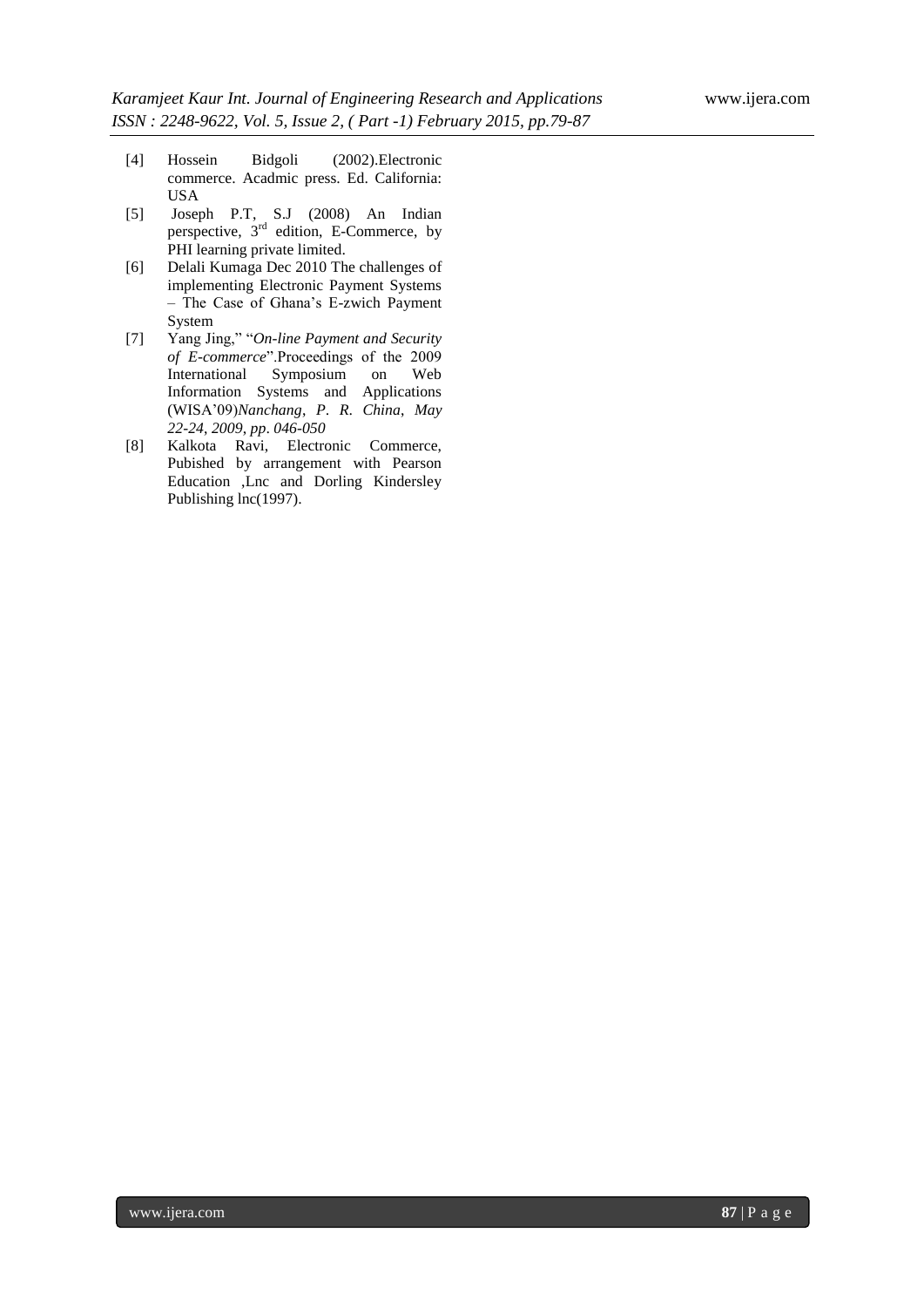[4] Hossein Bidgoli (2002).Electronic commerce. Acadmic press. Ed. California: USA

[5] Joseph P.T, S.J (2008) An Indian perspective, 3rd edition, E-Commerce, by PHI learning private limited.

[6] Delali Kumaga Dec 2010 The challenges of implementing Electronic Payment Systems – The Case of Ghana's E-zwich Payment System

[7] Yang Jing," "*On-line Payment and Security of E-commerce*".Proceedings of the 2009 International Symposium on Web Information Systems and Applications (WISA'09)*Nanchang, P. R. China, May 22-24, 2009, pp. 046-050*

[8] Kalkota Ravi, Electronic Commerce, Pubished by arrangement with Pearson Education ,Lnc and Dorling Kindersley Publishing lnc(1997).